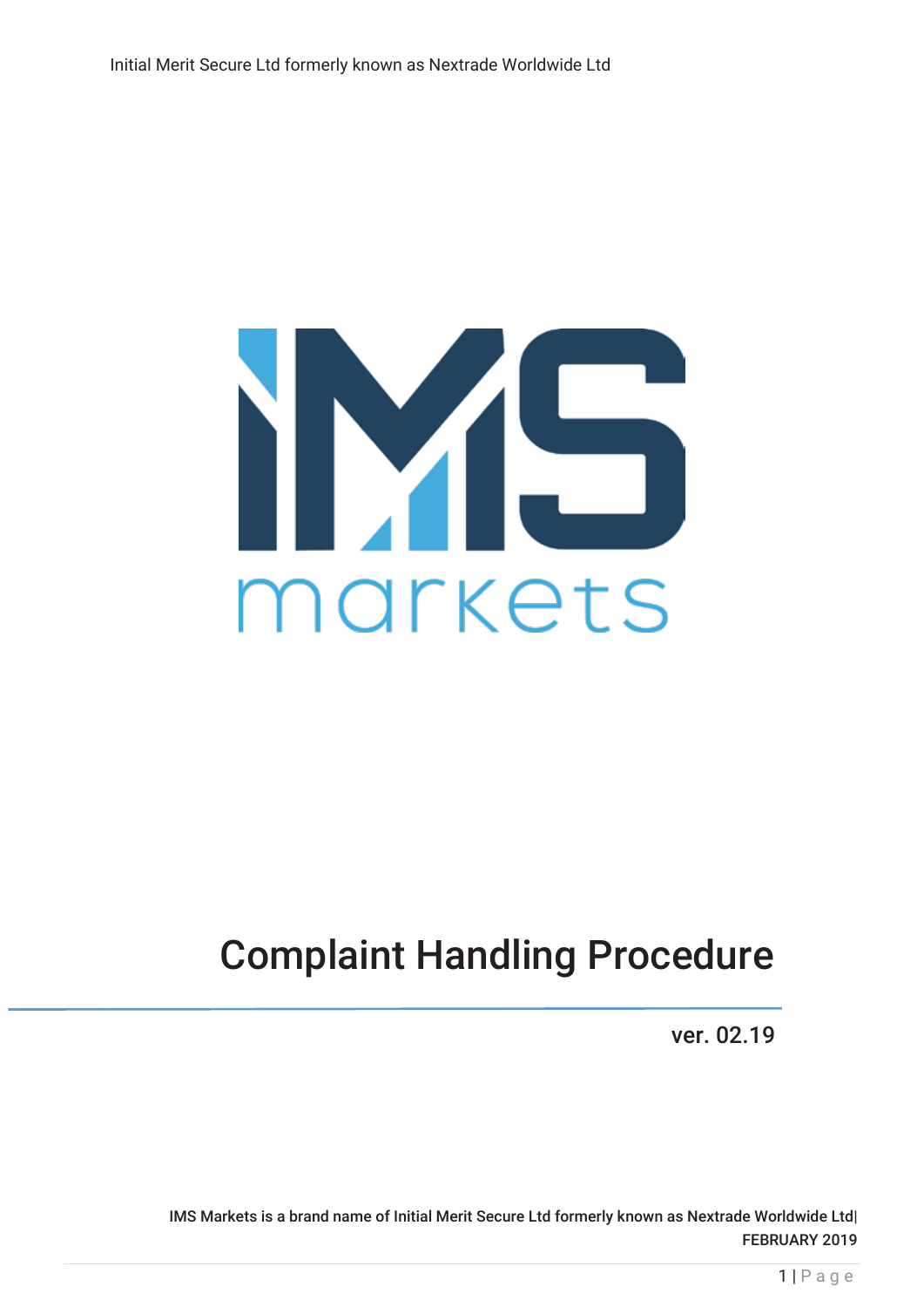Initial Merit Secure Ltd formerly known as Nextrade Worldwide Ltd

IMS markets

# Complaint Handling Procedure

ver. 02.19

IMS Markets is a brand name of Initial Merit Secure Ltd formerly known as Nextrade Worldwide Ltd| FEBRUARY 2019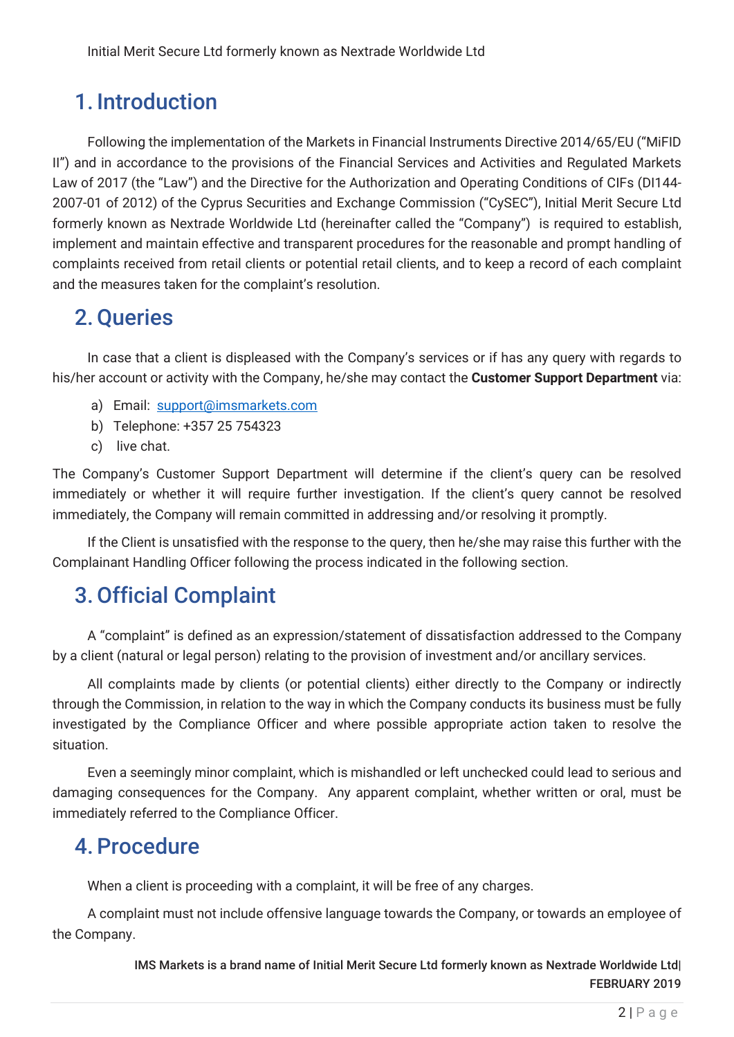## 1. Introduction

Following the implementation of the Markets in Financial Instruments Directive 2014/65/EU ("MiFID II") and in accordance to the provisions of the Financial Services and Activities and Regulated Markets Law of 2017 (the "Law") and the Directive for the Authorization and Operating Conditions of CIFs (DI144-2007-01 of 2012) of the Cyprus Securities and Exchange Commission ("CySEC"), Initial Merit Secure Ltd formerly known as Nextrade Worldwide Ltd (hereinafter called the "Company") is required to establish, implement and maintain effective and transparent procedures for the reasonable and prompt handling of complaints received from retail clients or potential retail clients, and to keep a record of each complaint and the measures taken for the complaint's resolution.

## 2. Queries

In case that a client is displeased with the Company's services or if has any query with regards to his/her account or activity with the Company, he/she may contact the **Customer Support Department** via:

a) Email: support@imsmarkets.com
b) Telephone: +357 25 754323
c) live chat.

The Company's Customer Support Department will determine if the client's query can be resolved immediately or whether it will require further investigation. If the client's query cannot be resolved immediately, the Company will remain committed in addressing and/or resolving it promptly.

If the Client is unsatisfied with the response to the query, then he/she may raise this further with the Complainant Handling Officer following the process indicated in the following section.

## 3. Official Complaint

A "complaint" is defined as an expression/statement of dissatisfaction addressed to the Company by a client (natural or legal person) relating to the provision of investment and/or ancillary services.

All complaints made by clients (or potential clients) either directly to the Company or indirectly through the Commission, in relation to the way in which the Company conducts its business must be fully investigated by the Compliance Officer and where possible appropriate action taken to resolve the situation.

Even a seemingly minor complaint, which is mishandled or left unchecked could lead to serious and damaging consequences for the Company. Any apparent complaint, whether written or oral, must be immediately referred to the Compliance Officer.

## 4. Procedure

When a client is proceeding with a complaint, it will be free of any charges.

A complaint must not include offensive language towards the Company, or towards an employee of the Company.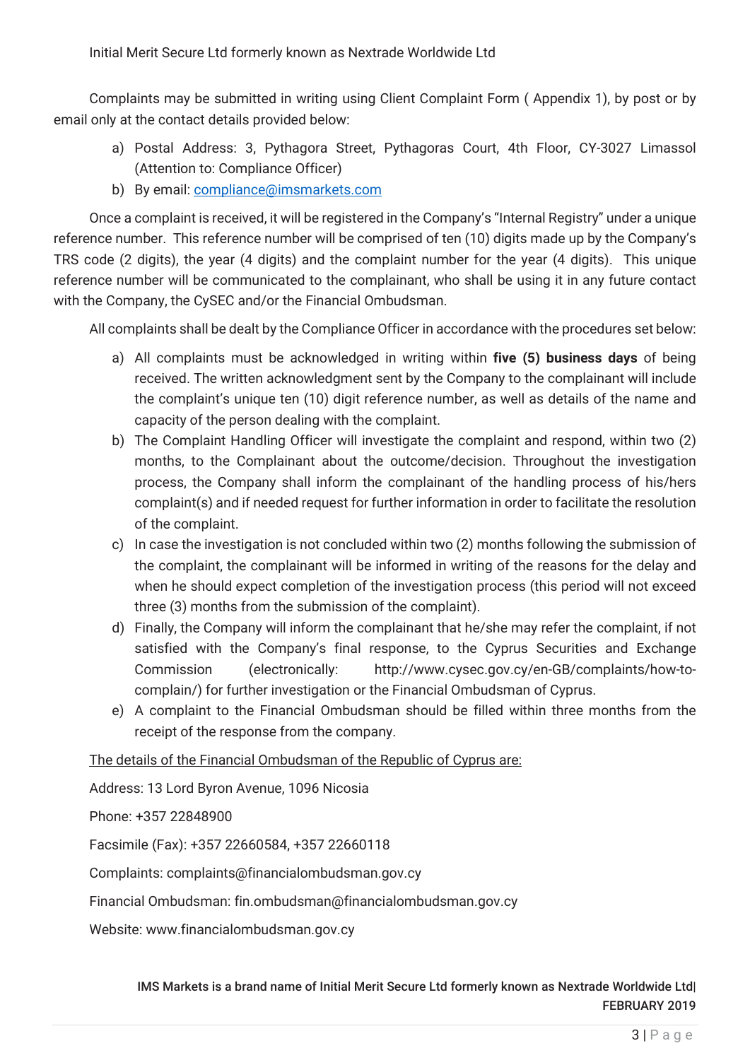Complaints may be submitted in writing using Client Complaint Form ( Appendix 1), by post or by email only at the contact details provided below:

a) Postal Address: 3, Pythagora Street, Pythagoras Court, 4th Floor, CY-3027 Limassol (Attention to: Compliance Officer)
b) By email: compliance@imsmarkets.com

Once a complaint is received, it will be registered in the Company's "Internal Registry" under a unique reference number. This reference number will be comprised of ten (10) digits made up by the Company's TRS code (2 digits), the year (4 digits) and the complaint number for the year (4 digits). This unique reference number will be communicated to the complainant, who shall be using it in any future contact with the Company, the CySEC and/or the Financial Ombudsman.

All complaints shall be dealt by the Compliance Officer in accordance with the procedures set below:

a) All complaints must be acknowledged in writing within **five (5) business days** of being received. The written acknowledgment sent by the Company to the complainant will include the complaint's unique ten (10) digit reference number, as well as details of the name and capacity of the person dealing with the complaint.
b) The Complaint Handling Officer will investigate the complaint and respond, within two (2) months, to the Complainant about the outcome/decision. Throughout the investigation process, the Company shall inform the complainant of the handling process of his/hers complaint(s) and if needed request for further information in order to facilitate the resolution of the complaint.
c) In case the investigation is not concluded within two (2) months following the submission of the complaint, the complainant will be informed in writing of the reasons for the delay and when he should expect completion of the investigation process (this period will not exceed three (3) months from the submission of the complaint).
d) Finally, the Company will inform the complainant that he/she may refer the complaint, if not satisfied with the Company's final response, to the Cyprus Securities and Exchange Commission (electronically: http://www.cysec.gov.cy/en-GB/complaints/how-to-complain/) for further investigation or the Financial Ombudsman of Cyprus.
e) A complaint to the Financial Ombudsman should be filled within three months from the receipt of the response from the company.

<u>The details of the Financial Ombudsman of the Republic of Cyprus are:</u>

Address: 13 Lord Byron Avenue, 1096 Nicosia

Phone: +357 22848900

Facsimile (Fax): +357 22660584, +357 22660118

Complaints: complaints@financialombudsman.gov.cy

Financial Ombudsman: fin.ombudsman@financialombudsman.gov.cy

Website: www.financialombudsman.gov.cy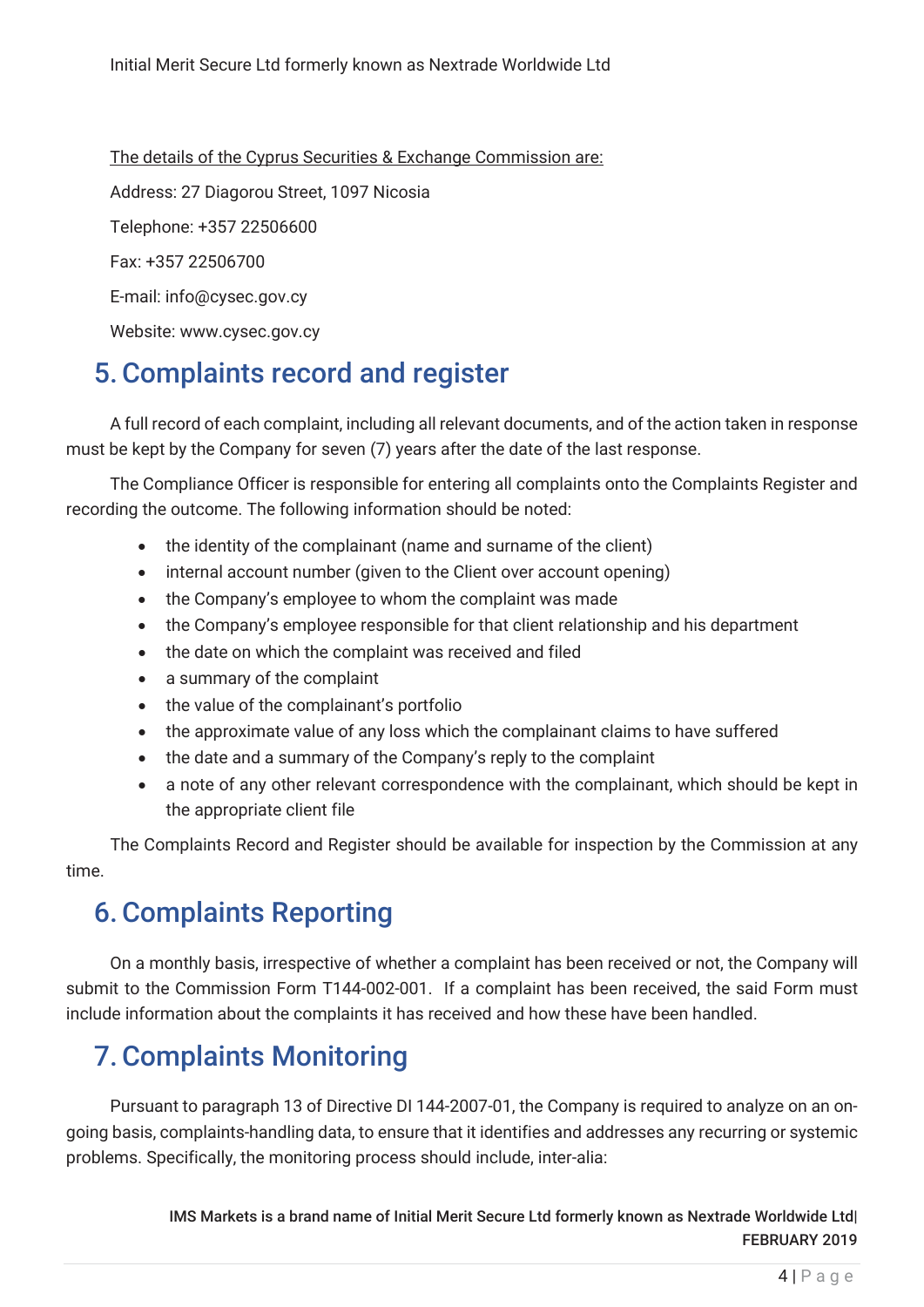The details of the Cyprus Securities & Exchange Commission are:

Address: 27 Diagorou Street, 1097 Nicosia

Telephone: +357 22506600

Fax: +357 22506700

E-mail: info@cysec.gov.cy

Website: www.cysec.gov.cy

## 5. Complaints record and register

A full record of each complaint, including all relevant documents, and of the action taken in response must be kept by the Company for seven (7) years after the date of the last response.

The Compliance Officer is responsible for entering all complaints onto the Complaints Register and recording the outcome. The following information should be noted:

- the identity of the complainant (name and surname of the client)
- internal account number (given to the Client over account opening)
- the Company's employee to whom the complaint was made
- the Company's employee responsible for that client relationship and his department
- the date on which the complaint was received and filed
- a summary of the complaint
- the value of the complainant's portfolio
- the approximate value of any loss which the complainant claims to have suffered
- the date and a summary of the Company's reply to the complaint
- a note of any other relevant correspondence with the complainant, which should be kept in the appropriate client file

The Complaints Record and Register should be available for inspection by the Commission at any time.

## 6. Complaints Reporting

On a monthly basis, irrespective of whether a complaint has been received or not, the Company will submit to the Commission Form T144-002-001. If a complaint has been received, the said Form must include information about the complaints it has received and how these have been handled.

## 7. Complaints Monitoring

Pursuant to paragraph 13 of Directive DI 144-2007-01, the Company is required to analyze on an on-going basis, complaints-handling data, to ensure that it identifies and addresses any recurring or systemic problems. Specifically, the monitoring process should include, inter-alia: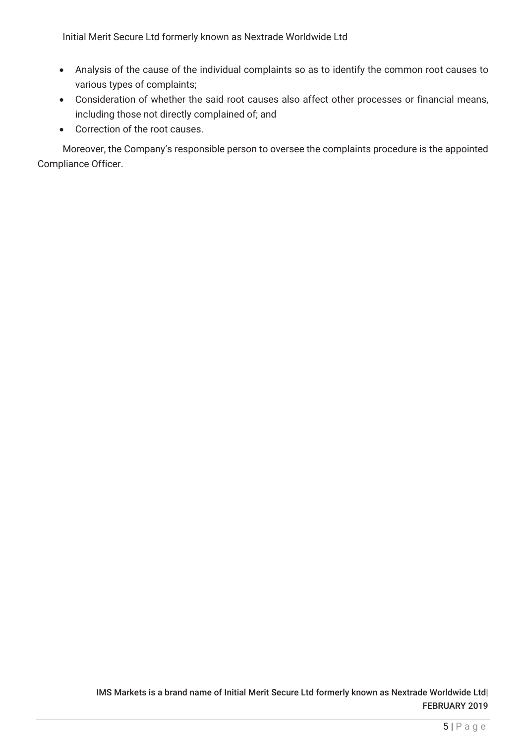- Analysis of the cause of the individual complaints so as to identify the common root causes to various types of complaints;
- Consideration of whether the said root causes also affect other processes or financial means, including those not directly complained of; and
- Correction of the root causes.

Moreover, the Company's responsible person to oversee the complaints procedure is the appointed Compliance Officer.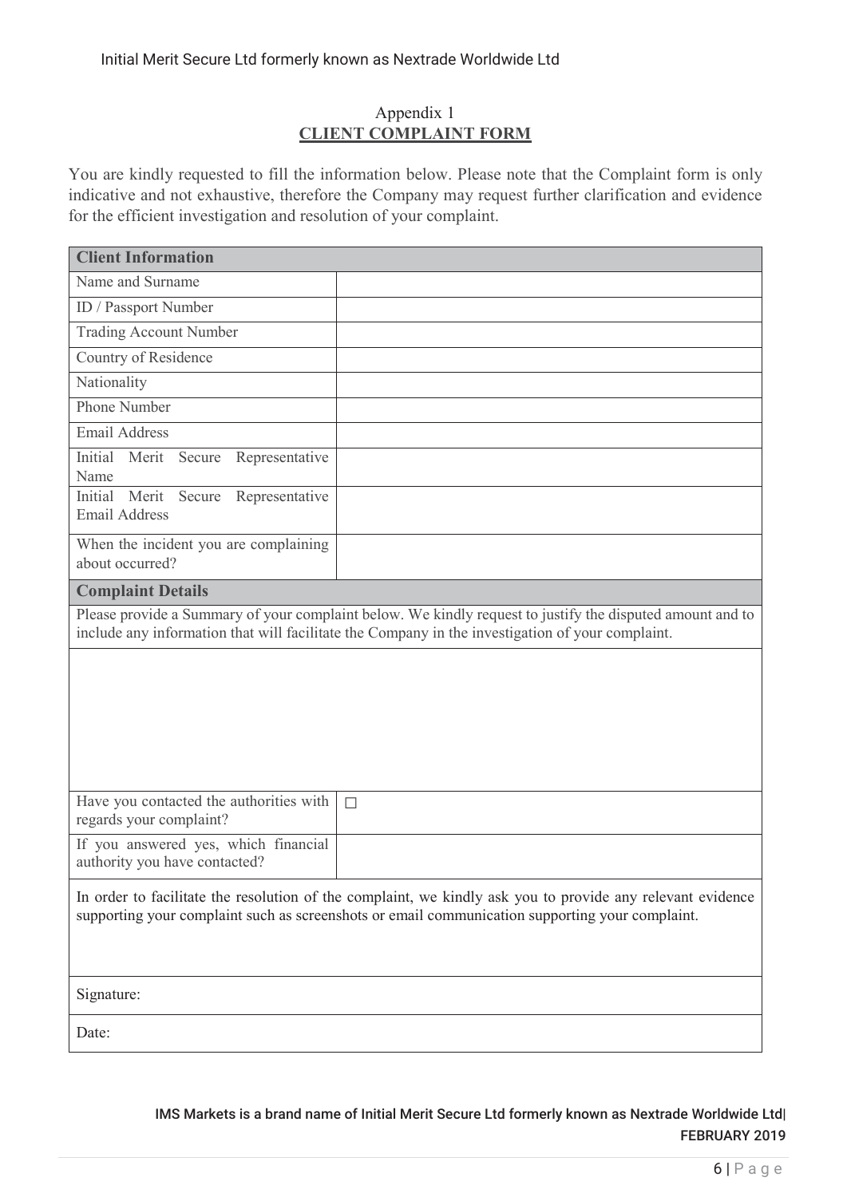Appendix 1

## CLIENT COMPLAINT FORM

You are kindly requested to fill the information below. Please note that the Complaint form is only indicative and not exhaustive, therefore the Company may request further clarification and evidence for the efficient investigation and resolution of your complaint.

| **Client Information** | |
|---|---|
| Name and Surname | |
| ID / Passport Number | |
| Trading Account Number | |
| Country of Residence | |
| Nationality | |
| Phone Number | |
| Email Address | |
| Initial Merit Secure Representative Name | |
| Initial Merit Secure Representative Email Address | |
| When the incident you are complaining about occurred? | |

| **Complaint Details** | |
|---|---|
| Please provide a Summary of your complaint below. We kindly request to justify the disputed amount and to include any information that will facilitate the Company in the investigation of your complaint. | |
| | |
| Have you contacted the authorities with regards your complaint? | ☐ |
| If you answered yes, which financial authority you have contacted? | |
| In order to facilitate the resolution of the complaint, we kindly ask you to provide any relevant evidence supporting your complaint such as screenshots or email communication supporting your complaint. | |
| Signature: | |
| Date: | |

IMS Markets is a brand name of Initial Merit Secure Ltd formerly known as Nextrade Worldwide Ltd| FEBRUARY 2019